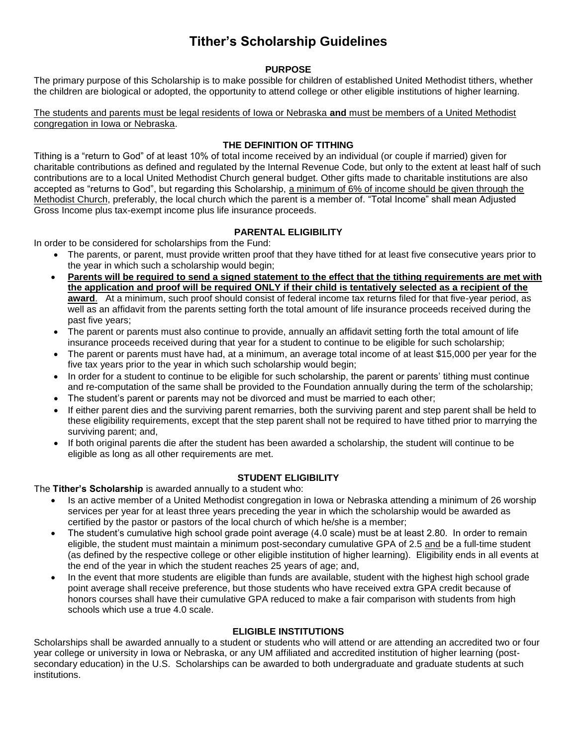# Tither's Scholarship Guidelines

### PURPOSE

The primary purpose of this Scholarship is to make possible for children of established United Methodist tithers, whether the children are biological or adopted, the opportunity to attend college or other eligible institutions of higher learning.

<u>The students and parents must be legal residents of Iowa or Nebraska **and** must be members of a United Methodist congregation in Iowa or Nebraska</u>.

### THE DEFINITION OF TITHING

Tithing is a "return to God" of at least 10% of total income received by an individual (or couple if married) given for charitable contributions as defined and regulated by the Internal Revenue Code, but only to the extent at least half of such contributions are to a local United Methodist Church general budget. Other gifts made to charitable institutions are also accepted as "returns to God", but regarding this Scholarship, <u>a minimum of 6% of income should be given through the Methodist Church</u>, preferably, the local church which the parent is a member of. "Total Income" shall mean Adjusted Gross Income plus tax-exempt income plus life insurance proceeds.

### PARENTAL ELIGIBILITY

In order to be considered for scholarships from the Fund:

- The parents, or parent, must provide written proof that they have tithed for at least five consecutive years prior to the year in which such a scholarship would begin;
- **<u>Parents will be required to send a signed statement to the effect that the tithing requirements are met with the application and proof will be required ONLY if their child is tentatively selected as a recipient of the award</u>**. At a minimum, such proof should consist of federal income tax returns filed for that five-year period, as well as an affidavit from the parents setting forth the total amount of life insurance proceeds received during the past five years;
- The parent or parents must also continue to provide, annually an affidavit setting forth the total amount of life insurance proceeds received during that year for a student to continue to be eligible for such scholarship;
- The parent or parents must have had, at a minimum, an average total income of at least $15,000 per year for the five tax years prior to the year in which such scholarship would begin;
- In order for a student to continue to be eligible for such scholarship, the parent or parents' tithing must continue and re-computation of the same shall be provided to the Foundation annually during the term of the scholarship;
- The student's parent or parents may not be divorced and must be married to each other;
- If either parent dies and the surviving parent remarries, both the surviving parent and step parent shall be held to these eligibility requirements, except that the step parent shall not be required to have tithed prior to marrying the surviving parent; and,
- If both original parents die after the student has been awarded a scholarship, the student will continue to be eligible as long as all other requirements are met.

### STUDENT ELIGIBILITY

The **Tither's Scholarship** is awarded annually to a student who:

- Is an active member of a United Methodist congregation in Iowa or Nebraska attending a minimum of 26 worship services per year for at least three years preceding the year in which the scholarship would be awarded as certified by the pastor or pastors of the local church of which he/she is a member;
- The student's cumulative high school grade point average (4.0 scale) must be at least 2.80. In order to remain eligible, the student must maintain a minimum post-secondary cumulative GPA of 2.5 <u>and</u> be a full-time student (as defined by the respective college or other eligible institution of higher learning). Eligibility ends in all events at the end of the year in which the student reaches 25 years of age; and,
- In the event that more students are eligible than funds are available, student with the highest high school grade point average shall receive preference, but those students who have received extra GPA credit because of honors courses shall have their cumulative GPA reduced to make a fair comparison with students from high schools which use a true 4.0 scale.

### ELIGIBLE INSTITUTIONS

Scholarships shall be awarded annually to a student or students who will attend or are attending an accredited two or four year college or university in Iowa or Nebraska, or any UM affiliated and accredited institution of higher learning (post-secondary education) in the U.S. Scholarships can be awarded to both undergraduate and graduate students at such institutions.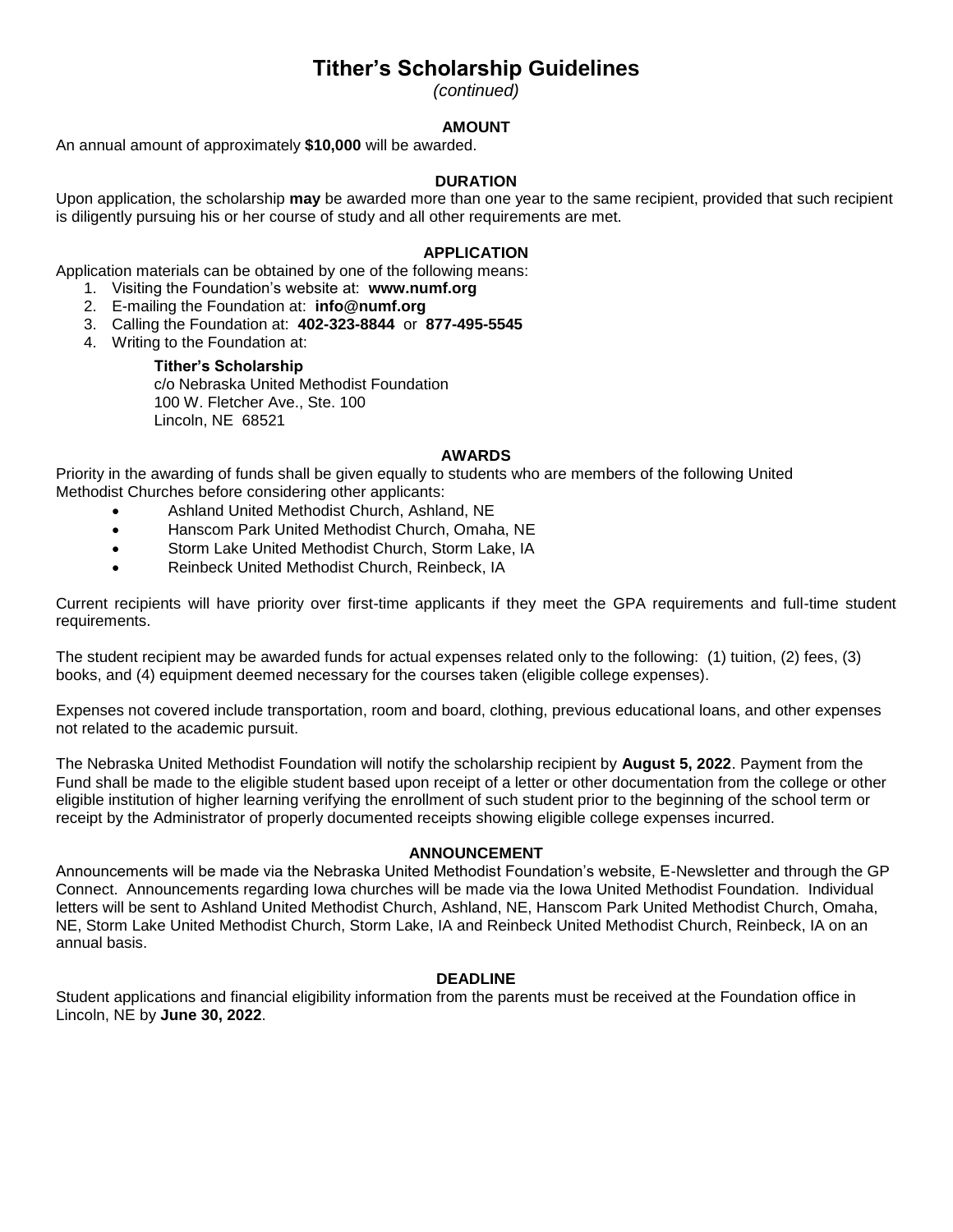# Tither's Scholarship Guidelines

*(continued)*

### AMOUNT

An annual amount of approximately **$10,000** will be awarded.

### DURATION

Upon application, the scholarship **may** be awarded more than one year to the same recipient, provided that such recipient is diligently pursuing his or her course of study and all other requirements are met.

### APPLICATION

Application materials can be obtained by one of the following means:

1. Visiting the Foundation's website at: **www.numf.org**
2. E-mailing the Foundation at: **info@numf.org**
3. Calling the Foundation at: **402-323-8844** or **877-495-5545**
4. Writing to the Foundation at:

    **Tither's Scholarship**
    c/o Nebraska United Methodist Foundation
    100 W. Fletcher Ave., Ste. 100
    Lincoln, NE 68521

### AWARDS

Priority in the awarding of funds shall be given equally to students who are members of the following United Methodist Churches before considering other applicants:

- Ashland United Methodist Church, Ashland, NE
- Hanscom Park United Methodist Church, Omaha, NE
- Storm Lake United Methodist Church, Storm Lake, IA
- Reinbeck United Methodist Church, Reinbeck, IA

Current recipients will have priority over first-time applicants if they meet the GPA requirements and full-time student requirements.

The student recipient may be awarded funds for actual expenses related only to the following: (1) tuition, (2) fees, (3) books, and (4) equipment deemed necessary for the courses taken (eligible college expenses).

Expenses not covered include transportation, room and board, clothing, previous educational loans, and other expenses not related to the academic pursuit.

The Nebraska United Methodist Foundation will notify the scholarship recipient by **August 5, 2022**. Payment from the Fund shall be made to the eligible student based upon receipt of a letter or other documentation from the college or other eligible institution of higher learning verifying the enrollment of such student prior to the beginning of the school term or receipt by the Administrator of properly documented receipts showing eligible college expenses incurred.

### ANNOUNCEMENT

Announcements will be made via the Nebraska United Methodist Foundation's website, E-Newsletter and through the GP Connect. Announcements regarding Iowa churches will be made via the Iowa United Methodist Foundation. Individual letters will be sent to Ashland United Methodist Church, Ashland, NE, Hanscom Park United Methodist Church, Omaha, NE, Storm Lake United Methodist Church, Storm Lake, IA and Reinbeck United Methodist Church, Reinbeck, IA on an annual basis.

### DEADLINE

Student applications and financial eligibility information from the parents must be received at the Foundation office in Lincoln, NE by **June 30, 2022**.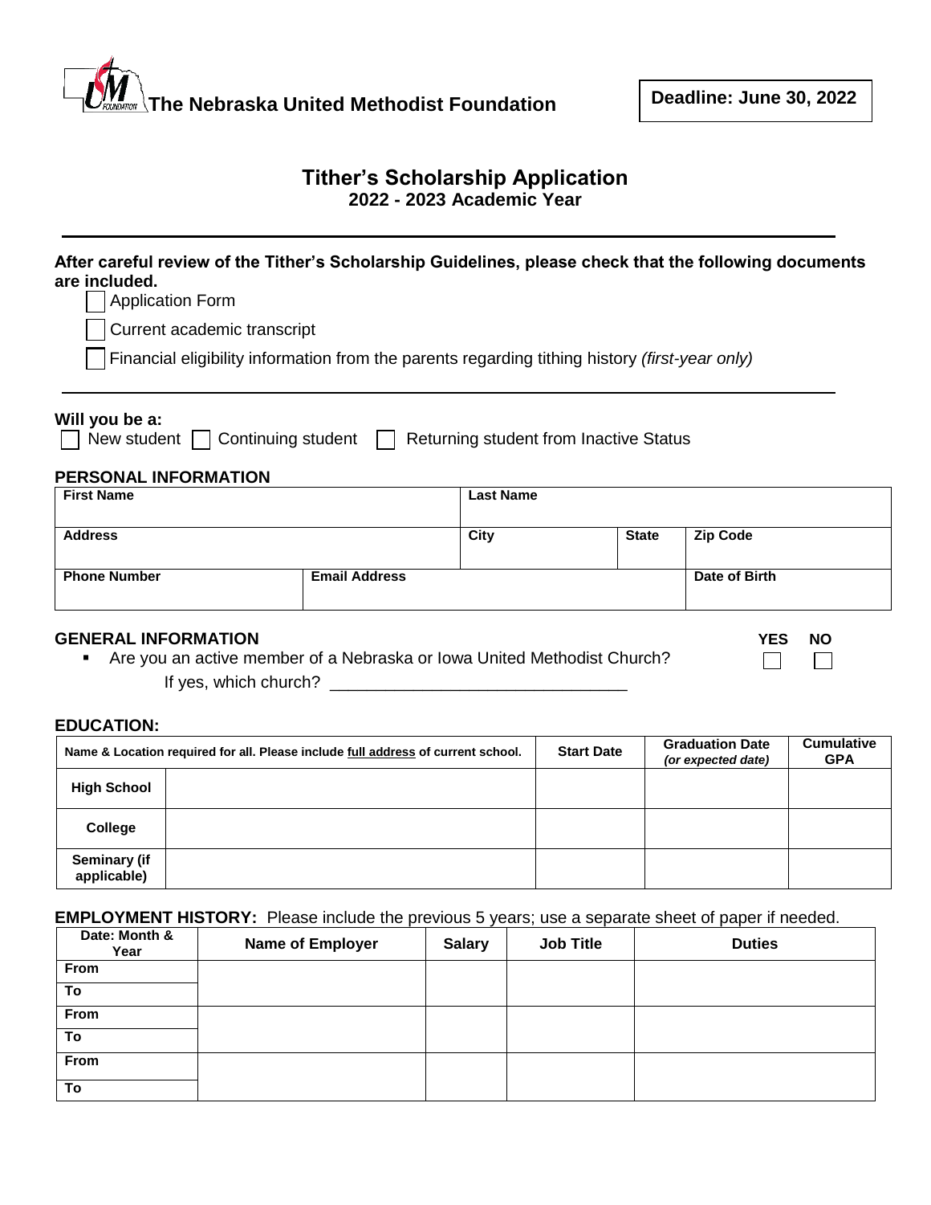**The Nebraska United Methodist Foundation**

**Deadline: June 30, 2022**

# Tither's Scholarship Application

## 2022 - 2023 Academic Year

---

**After careful review of the Tither's Scholarship Guidelines, please check that the following documents are included.**

☐ Application Form

☐ Current academic transcript

☐ Financial eligibility information from the parents regarding tithing history *(first-year only)*

---

**Will you be a:**

☐ New student ☐ Continuing student ☐ Returning student from Inactive Status

### PERSONAL INFORMATION

| **First Name** | | **Last Name** | | |
|---|---|---|---|---|
| **Address** | | **City** | **State** | **Zip Code** |
| **Phone Number** | **Email Address** | | | **Date of Birth** |

### GENERAL INFORMATION

| | YES | NO |
|---|---|---|
| ▪ Are you an active member of a Nebraska or Iowa United Methodist Church? | ☐ | ☐ |

If yes, which church? _______________________________

### EDUCATION:

| Name & Location required for all. Please include full address of current school. | | Start Date | Graduation Date *(or expected date)* | Cumulative GPA |
|---|---|---|---|---|
| **High School** | | | | |
| **College** | | | | |
| **Seminary (if applicable)** | | | | |

**EMPLOYMENT HISTORY:** Please include the previous 5 years; use a separate sheet of paper if needed.

| Date: Month & Year | Name of Employer | Salary | Job Title | Duties |
|---|---|---|---|---|
| **From** | | | | |
| **To** | | | | |
| **From** | | | | |
| **To** | | | | |
| **From** | | | | |
| **To** | | | | |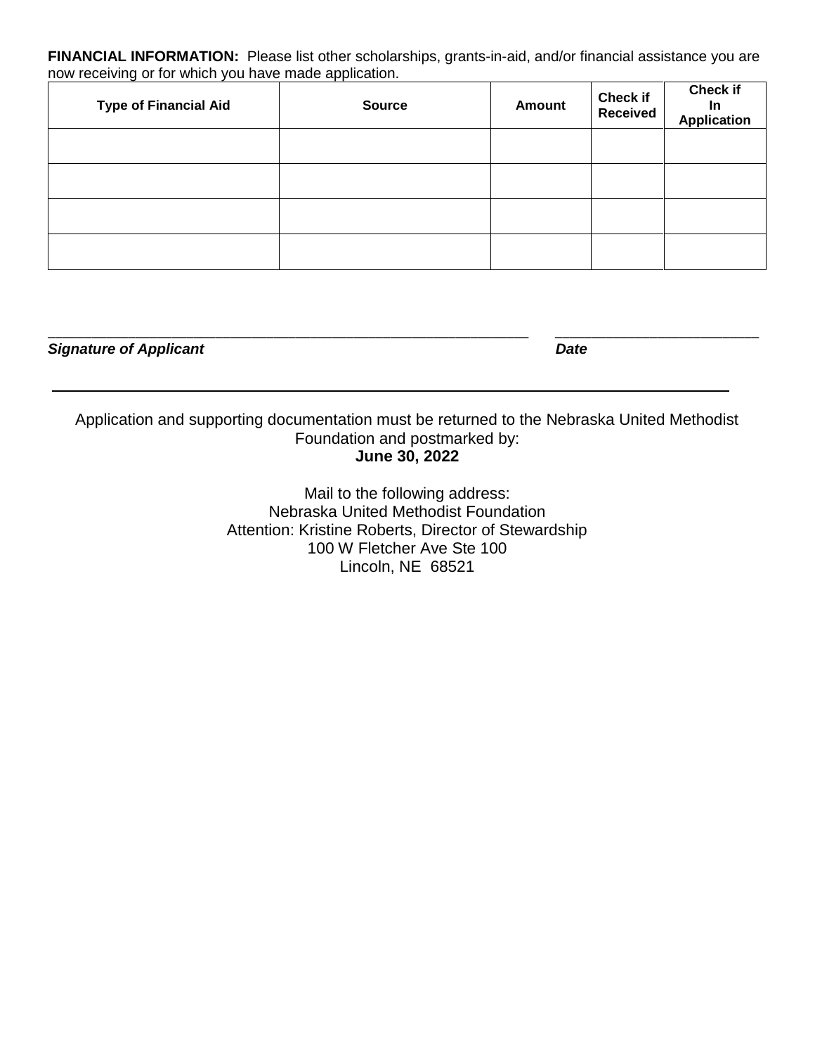**FINANCIAL INFORMATION:** Please list other scholarships, grants-in-aid, and/or financial assistance you are now receiving or for which you have made application.

| Type of Financial Aid | Source | Amount | Check if Received | Check if In Application |
|---|---|---|---|---|
| | | | | |
| | | | | |
| | | | | |
| | | | | |

_____________________________________________ _________________________

***Signature of Applicant*** ***Date***

---

Application and supporting documentation must be returned to the Nebraska United Methodist Foundation and postmarked by:
**June 30, 2022**

Mail to the following address:
Nebraska United Methodist Foundation
Attention: Kristine Roberts, Director of Stewardship
100 W Fletcher Ave Ste 100
Lincoln, NE 68521